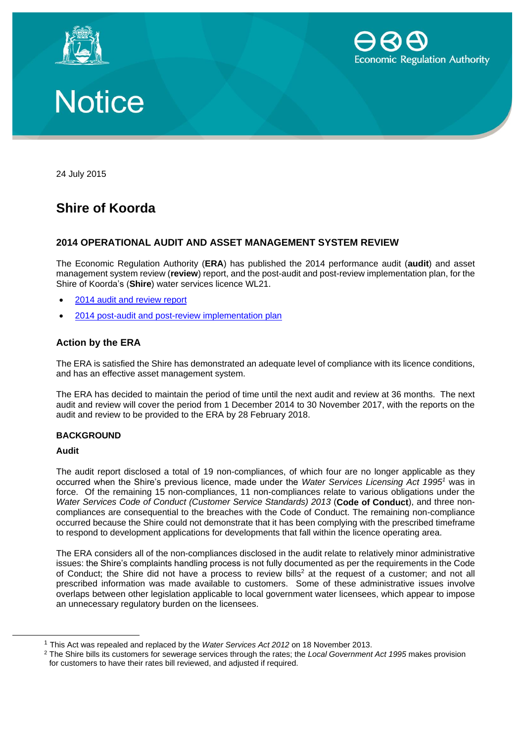Economic Regulation Authority

# Notice

24 July 2015

## Shire of Koorda

### 2014 OPERATIONAL AUDIT AND ASSET MANAGEMENT SYSTEM REVIEW

The Economic Regulation Authority (**ERA**) has published the 2014 performance audit (**audit**) and asset management system review (**review**) report, and the post-audit and post-review implementation plan, for the Shire of Koorda's (**Shire**) water services licence WL21.

- 2014 audit and review report
- 2014 post-audit and post-review implementation plan

### Action by the ERA

The ERA is satisfied the Shire has demonstrated an adequate level of compliance with its licence conditions, and has an effective asset management system.

The ERA has decided to maintain the period of time until the next audit and review at 36 months. The next audit and review will cover the period from 1 December 2014 to 30 November 2017, with the reports on the audit and review to be provided to the ERA by 28 February 2018.

#### BACKGROUND

**Audit**

The audit report disclosed a total of 19 non-compliances, of which four are no longer applicable as they occurred when the Shire's previous licence, made under the *Water Services Licensing Act 1995*[1] was in force. Of the remaining 15 non-compliances, 11 non-compliances relate to various obligations under the *Water Services Code of Conduct (Customer Service Standards) 2013* (**Code of Conduct**), and three non-compliances are consequential to the breaches with the Code of Conduct. The remaining non-compliance occurred because the Shire could not demonstrate that it has been complying with the prescribed timeframe to respond to development applications for developments that fall within the licence operating area.

The ERA considers all of the non-compliances disclosed in the audit relate to relatively minor administrative issues: the Shire's complaints handling process is not fully documented as per the requirements in the Code of Conduct; the Shire did not have a process to review bills[2] at the request of a customer; and not all prescribed information was made available to customers. Some of these administrative issues involve overlaps between other legislation applicable to local government water licensees, which appear to impose an unnecessary regulatory burden on the licensees.

[1] This Act was repealed and replaced by the *Water Services Act 2012* on 18 November 2013.

[2] The Shire bills its customers for sewerage services through the rates; the *Local Government Act 1995* makes provision for customers to have their rates bill reviewed, and adjusted if required.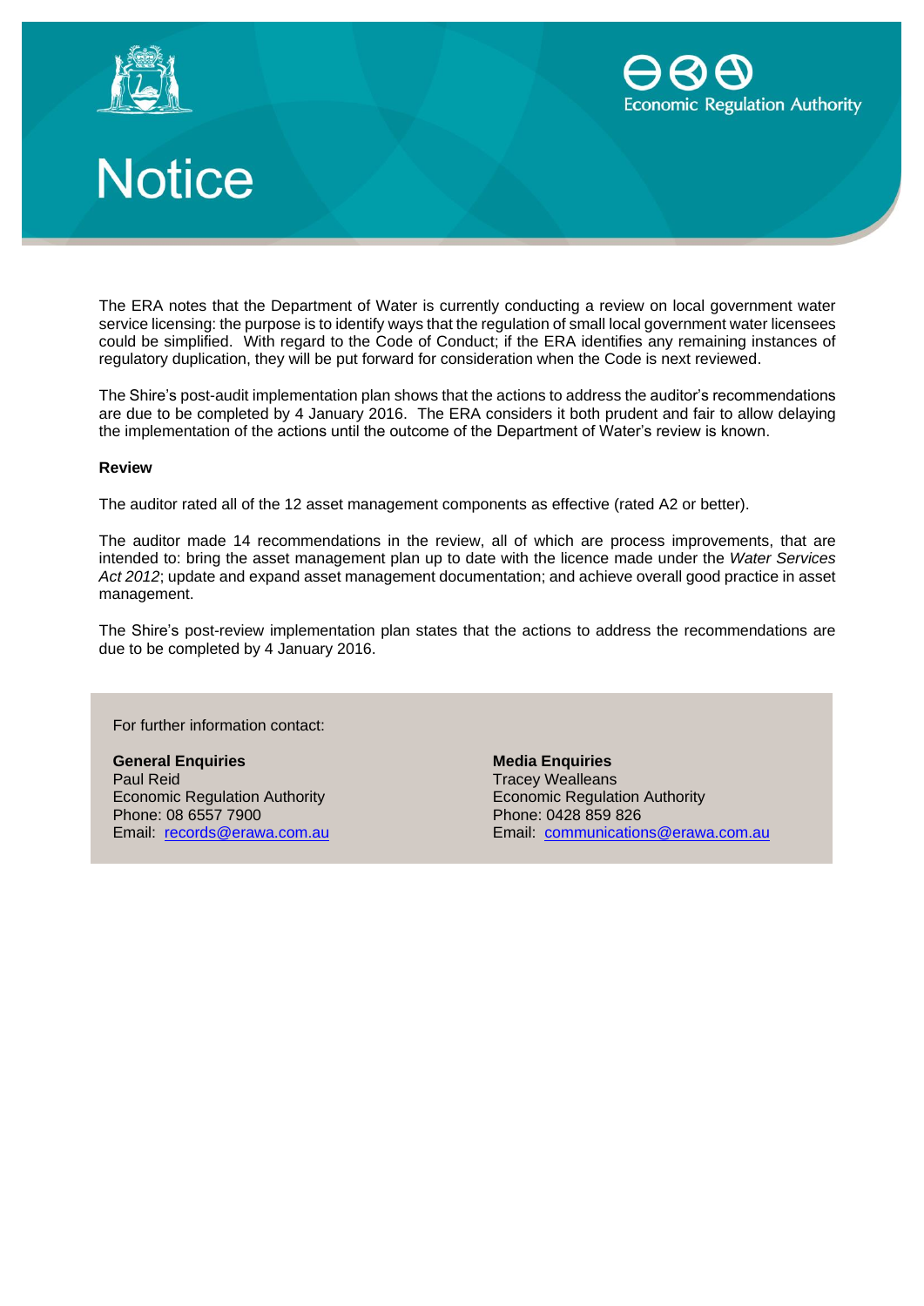# Notice

The ERA notes that the Department of Water is currently conducting a review on local government water service licensing: the purpose is to identify ways that the regulation of small local government water licensees could be simplified. With regard to the Code of Conduct; if the ERA identifies any remaining instances of regulatory duplication, they will be put forward for consideration when the Code is next reviewed.

The Shire's post-audit implementation plan shows that the actions to address the auditor's recommendations are due to be completed by 4 January 2016. The ERA considers it both prudent and fair to allow delaying the implementation of the actions until the outcome of the Department of Water's review is known.

**Review**

The auditor rated all of the 12 asset management components as effective (rated A2 or better).

The auditor made 14 recommendations in the review, all of which are process improvements, that are intended to: bring the asset management plan up to date with the licence made under the *Water Services Act 2012*; update and expand asset management documentation; and achieve overall good practice in asset management.

The Shire's post-review implementation plan states that the actions to address the recommendations are due to be completed by 4 January 2016.

For further information contact:

**General Enquiries**
Paul Reid
Economic Regulation Authority
Phone: 08 6557 7900
Email: records@erawa.com.au

**Media Enquiries**
Tracey Wealleans
Economic Regulation Authority
Phone: 0428 859 826
Email: communications@erawa.com.au